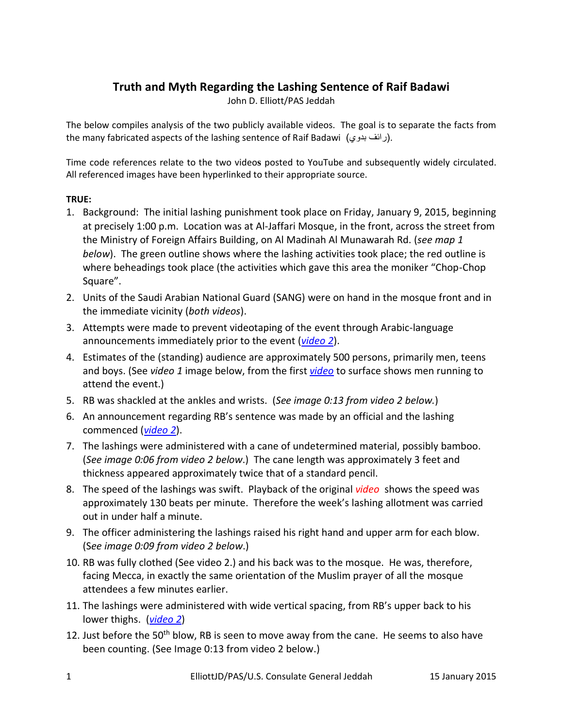# Truth and Myth Regarding the Lashing Sentence of Raif Badawi

John D. Elliott/PAS Jeddah

The below compiles analysis of the two publicly available videos. The goal is to separate the facts from the many fabricated aspects of the lashing sentence of Raif Badawi (رائف بدوي).

Time code references relate to the two videos posted to YouTube and subsequently widely circulated. All referenced images have been hyperlinked to their appropriate source.

**TRUE:**

1. Background: The initial lashing punishment took place on Friday, January 9, 2015, beginning at precisely 1:00 p.m. Location was at Al-Jaffari Mosque, in the front, across the street from the Ministry of Foreign Affairs Building, on Al Madinah Al Munawarah Rd. (*see map 1 below*). The green outline shows where the lashing activities took place; the red outline is where beheadings took place (the activities which gave this area the moniker "Chop-Chop Square".
2. Units of the Saudi Arabian National Guard (SANG) were on hand in the mosque front and in the immediate vicinity (*both videos*).
3. Attempts were made to prevent videotaping of the event through Arabic-language announcements immediately prior to the event (*video 2*).
4. Estimates of the (standing) audience are approximately 500 persons, primarily men, teens and boys. (See *video 1* image below, from the first *video* to surface shows men running to attend the event.)
5. RB was shackled at the ankles and wrists. (*See image 0:13 from video 2 below.*)
6. An announcement regarding RB's sentence was made by an official and the lashing commenced (*video 2*).
7. The lashings were administered with a cane of undetermined material, possibly bamboo. (*See image 0:06 from video 2 below*.) The cane length was approximately 3 feet and thickness appeared approximately twice that of a standard pencil.
8. The speed of the lashings was swift. Playback of the original *video* shows the speed was approximately 130 beats per minute. Therefore the week's lashing allotment was carried out in under half a minute.
9. The officer administering the lashings raised his right hand and upper arm for each blow. (*See image 0:09 from video 2 below*.)
10. RB was fully clothed (See video 2.) and his back was to the mosque. He was, therefore, facing Mecca, in exactly the same orientation of the Muslim prayer of all the mosque attendees a few minutes earlier.
11. The lashings were administered with wide vertical spacing, from RB's upper back to his lower thighs. (*video 2*)
12. Just before the 50th blow, RB is seen to move away from the cane. He seems to also have been counting. (See Image 0:13 from video 2 below.)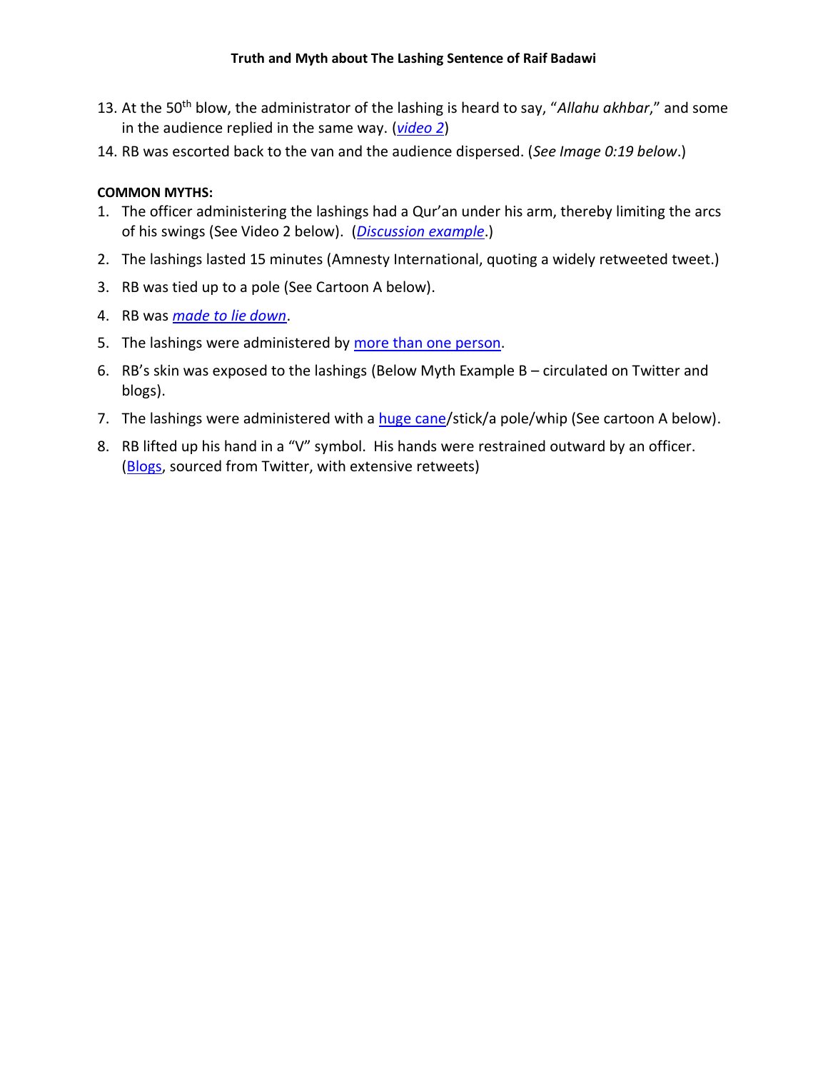13. At the 50th blow, the administrator of the lashing is heard to say, "*Allahu akhbar*," and some in the audience replied in the same way. (*video 2*)
14. RB was escorted back to the van and the audience dispersed. (*See Image 0:19 below*.)

**COMMON MYTHS:**

1. The officer administering the lashings had a Qur'an under his arm, thereby limiting the arcs of his swings (See Video 2 below). (*Discussion example*.)
2. The lashings lasted 15 minutes (Amnesty International, quoting a widely retweeted tweet.)
3. RB was tied up to a pole (See Cartoon A below).
4. RB was *made to lie down*.
5. The lashings were administered by more than one person.
6. RB's skin was exposed to the lashings (Below Myth Example B – circulated on Twitter and blogs).
7. The lashings were administered with a huge cane/stick/a pole/whip (See cartoon A below).
8. RB lifted up his hand in a "V" symbol. His hands were restrained outward by an officer. (Blogs, sourced from Twitter, with extensive retweets)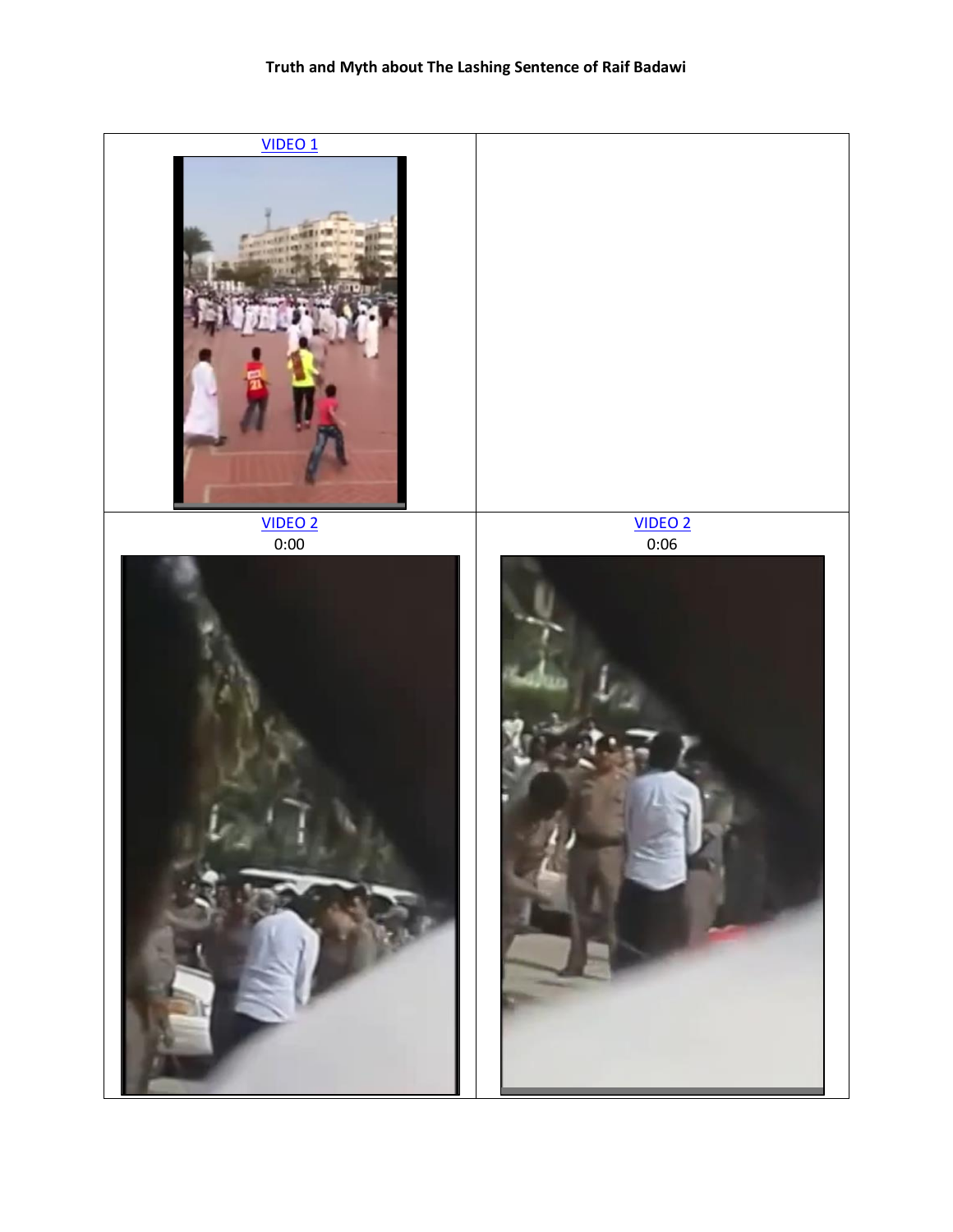| VIDEO 1 | |
|---|---|
| VIDEO 2<br>0:00 | VIDEO 2<br>0:06 |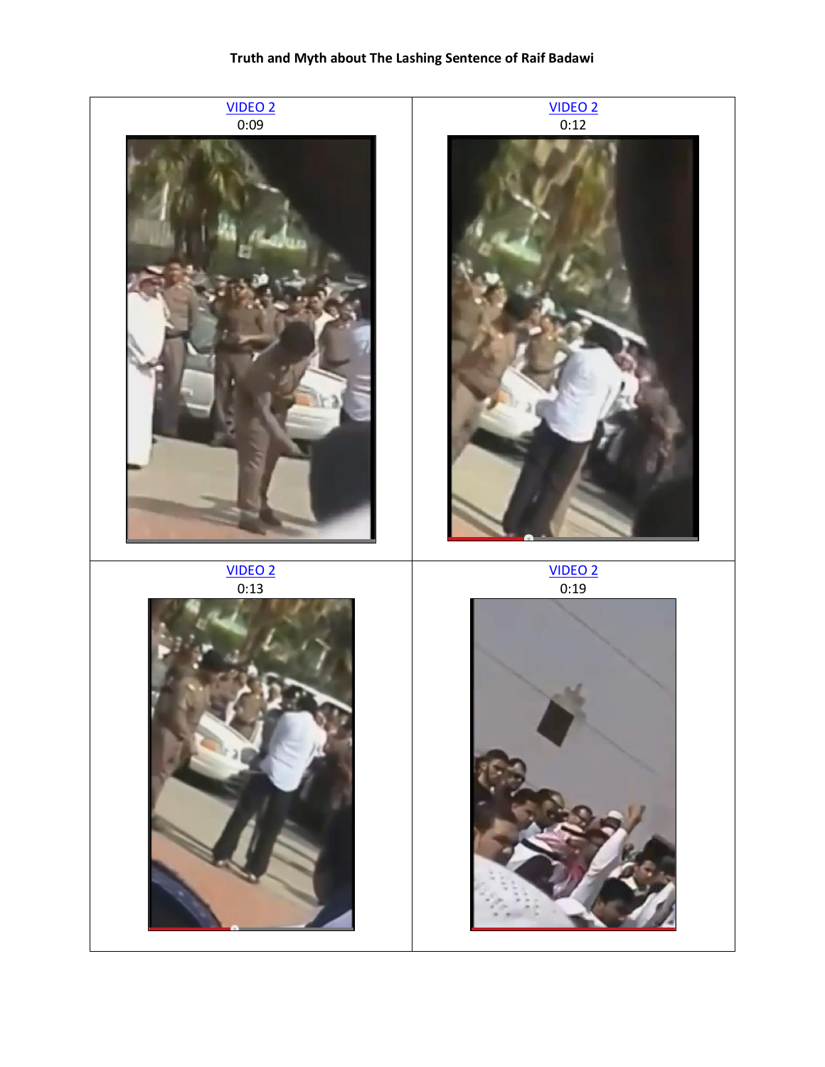**Truth and Myth about The Lashing Sentence of Raif Badawi**

| VIDEO 2<br>0:09 | VIDEO 2<br>0:12 |
| --- | --- |
| VIDEO 2<br>0:13 | VIDEO 2<br>0:19 |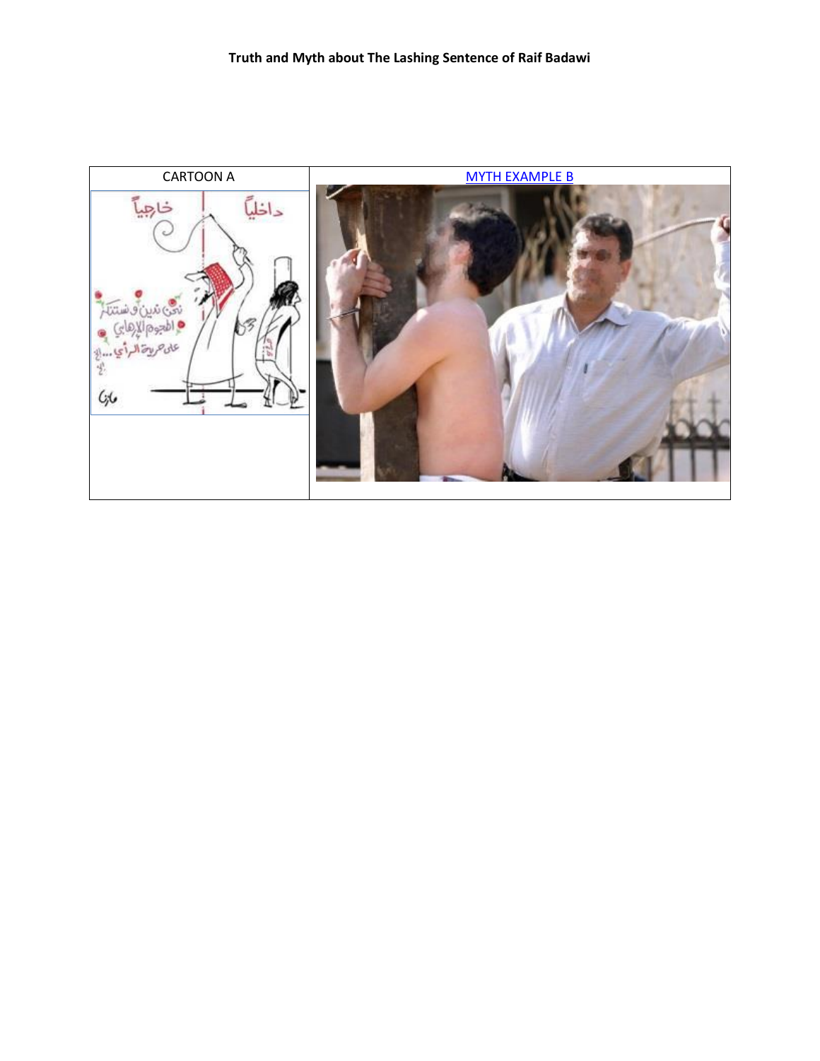**Truth and Myth about The Lashing Sentence of Raif Badawi**

| CARTOON A | MYTH EXAMPLE B |
| --- | --- |
| | |